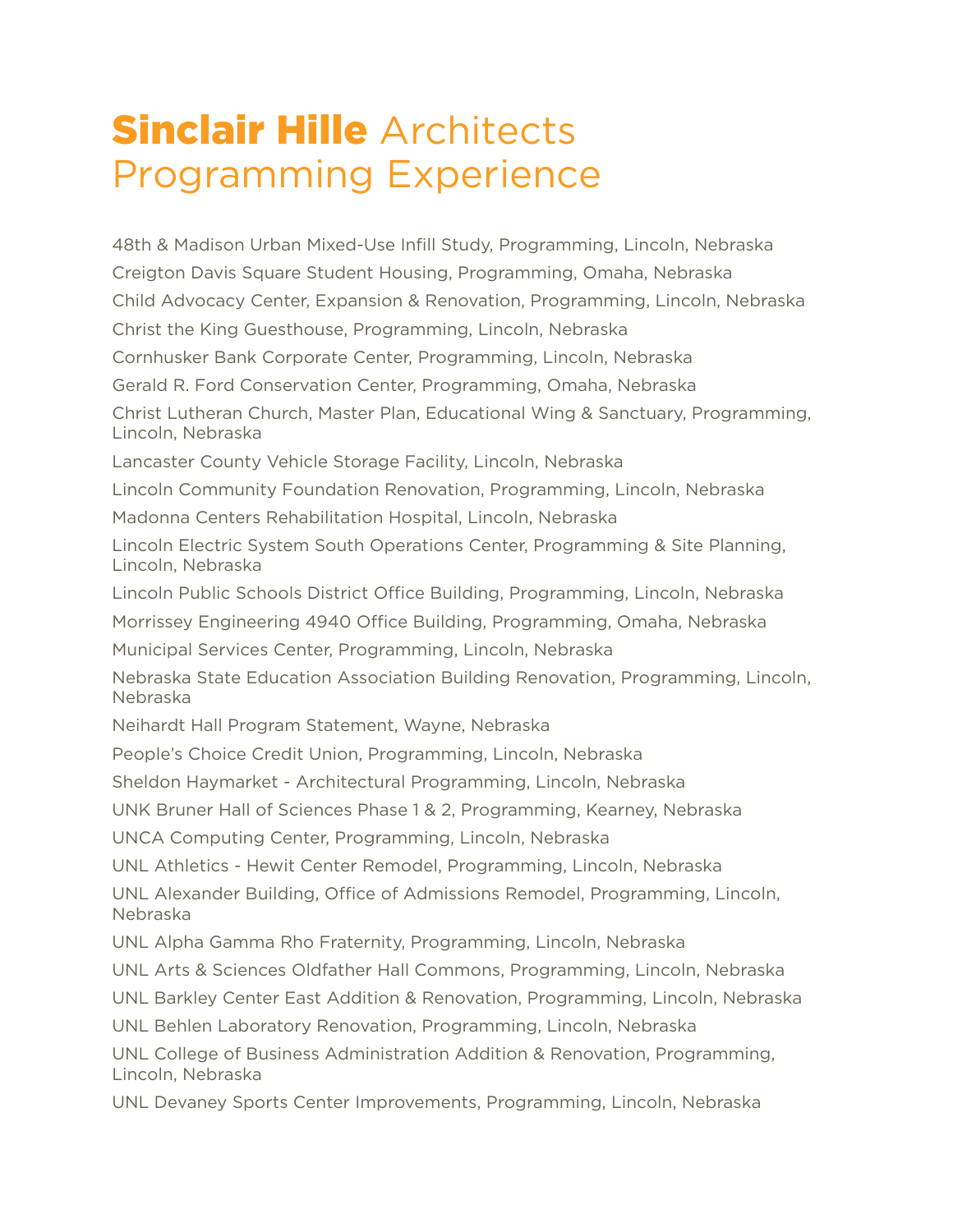# **Sinclair Hille** Architects Programming Experience

48th & Madison Urban Mixed-Use Infill Study, Programming, Lincoln, Nebraska

Creigton Davis Square Student Housing, Programming, Omaha, Nebraska

Child Advocacy Center, Expansion & Renovation, Programming, Lincoln, Nebraska

Christ the King Guesthouse, Programming, Lincoln, Nebraska

Cornhusker Bank Corporate Center, Programming, Lincoln, Nebraska

Gerald R. Ford Conservation Center, Programming, Omaha, Nebraska

Christ Lutheran Church, Master Plan, Educational Wing & Sanctuary, Programming, Lincoln, Nebraska

Lancaster County Vehicle Storage Facility, Lincoln, Nebraska

Lincoln Community Foundation Renovation, Programming, Lincoln, Nebraska

Madonna Centers Rehabilitation Hospital, Lincoln, Nebraska

Lincoln Electric System South Operations Center, Programming & Site Planning, Lincoln, Nebraska

Lincoln Public Schools District Office Building, Programming, Lincoln, Nebraska

Morrissey Engineering 4940 Office Building, Programming, Omaha, Nebraska

Municipal Services Center, Programming, Lincoln, Nebraska

Nebraska State Education Association Building Renovation, Programming, Lincoln, Nebraska

Neihardt Hall Program Statement, Wayne, Nebraska

People's Choice Credit Union, Programming, Lincoln, Nebraska

Sheldon Haymarket - Architectural Programming, Lincoln, Nebraska

UNK Bruner Hall of Sciences Phase 1 & 2, Programming, Kearney, Nebraska

UNCA Computing Center, Programming, Lincoln, Nebraska

UNL Athletics - Hewit Center Remodel, Programming, Lincoln, Nebraska

UNL Alexander Building, Office of Admissions Remodel, Programming, Lincoln, Nebraska

UNL Alpha Gamma Rho Fraternity, Programming, Lincoln, Nebraska

UNL Arts & Sciences Oldfather Hall Commons, Programming, Lincoln, Nebraska

UNL Barkley Center East Addition & Renovation, Programming, Lincoln, Nebraska

UNL Behlen Laboratory Renovation, Programming, Lincoln, Nebraska

UNL College of Business Administration Addition & Renovation, Programming, Lincoln, Nebraska

UNL Devaney Sports Center Improvements, Programming, Lincoln, Nebraska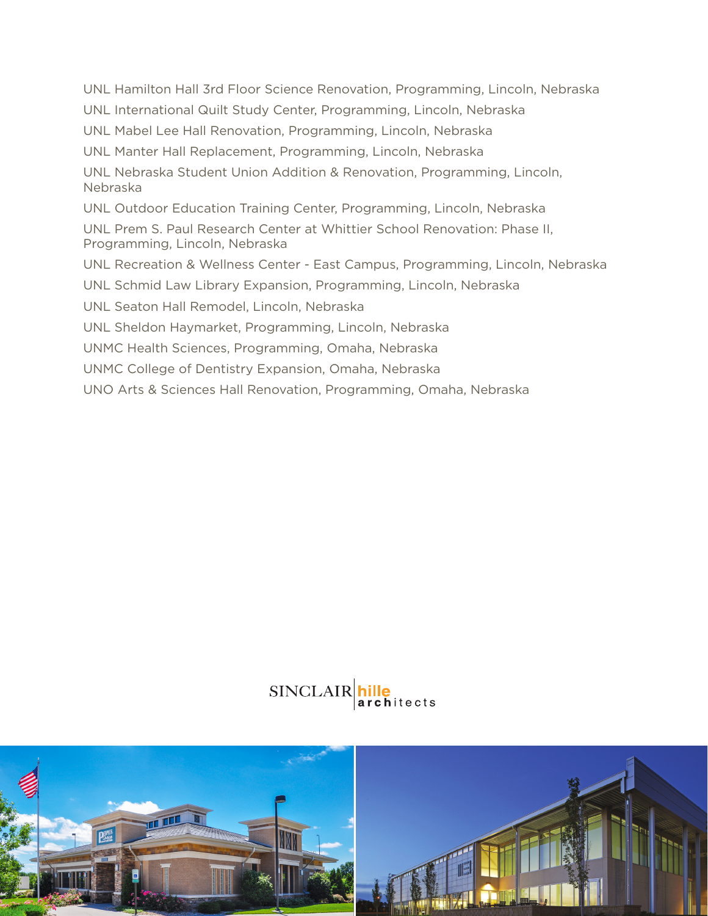UNL Hamilton Hall 3rd Floor Science Renovation, Programming, Lincoln, Nebraska

UNL International Quilt Study Center, Programming, Lincoln, Nebraska

UNL Mabel Lee Hall Renovation, Programming, Lincoln, Nebraska

UNL Manter Hall Replacement, Programming, Lincoln, Nebraska

UNL Nebraska Student Union Addition & Renovation, Programming, Lincoln, Nebraska

UNL Outdoor Education Training Center, Programming, Lincoln, Nebraska

UNL Prem S. Paul Research Center at Whittier School Renovation: Phase II, Programming, Lincoln, Nebraska

UNL Recreation & Wellness Center - East Campus, Programming, Lincoln, Nebraska

UNL Schmid Law Library Expansion, Programming, Lincoln, Nebraska

UNL Seaton Hall Remodel, Lincoln, Nebraska

UNL Sheldon Haymarket, Programming, Lincoln, Nebraska

UNMC Health Sciences, Programming, Omaha, Nebraska

UNMC College of Dentistry Expansion, Omaha, Nebraska

UNO Arts & Sciences Hall Renovation, Programming, Omaha, Nebraska

SINCLAIR | hille architects